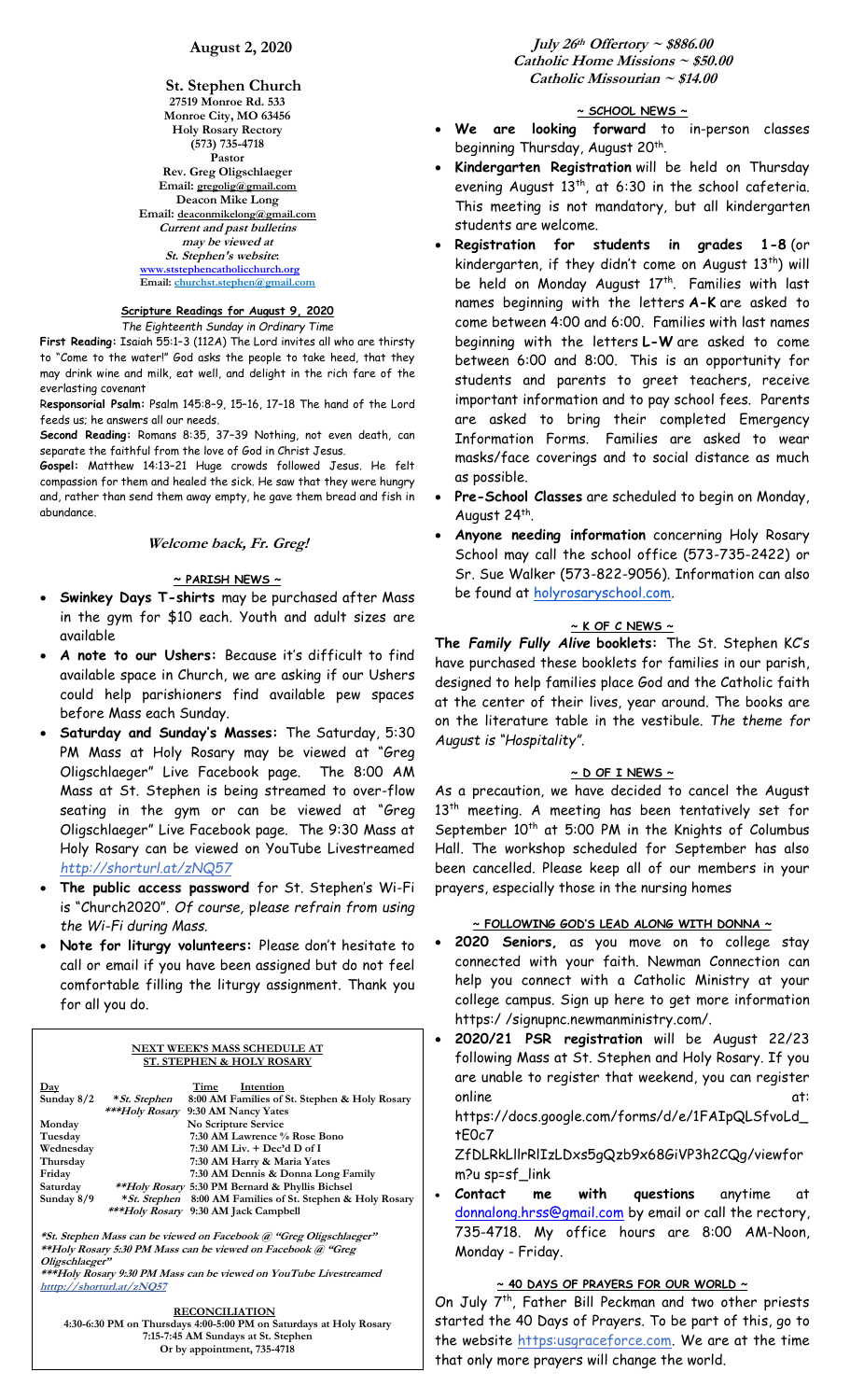# August 2, 2020

## St. Stephen Church

27519 Monroe Rd. 533
Monroe City, MO 63456
Holy Rosary Rectory
(573) 735-4718
**Pastor**
Rev. Greg Oligschlaeger
Email: gregolig@gmail.com
Deacon Mike Long
Email: deaconmikelong@gmail.com
*Current and past bulletins may be viewed at St. Stephen's website:*
www.ststephencatholicchurch.org
Email: churchst.stephen@gmail.com

### Scripture Readings for August 9, 2020

*The Eighteenth Sunday in Ordinary Time*

**First Reading:** Isaiah 55:1–3 (112A) The Lord invites all who are thirsty to "Come to the water!" God asks the people to take heed, that they may drink wine and milk, eat well, and delight in the rich fare of the everlasting covenant

**Responsorial Psalm:** Psalm 145:8–9, 15–16, 17–18 The hand of the Lord feeds us; he answers all our needs.

**Second Reading:** Romans 8:35, 37–39 Nothing, not even death, can separate the faithful from the love of God in Christ Jesus.

**Gospel:** Matthew 14:13–21 Huge crowds followed Jesus. He felt compassion for them and healed the sick. He saw that they were hungry and, rather than send them away empty, he gave them bread and fish in abundance.

*Welcome back, Fr. Greg!*

### ~ PARISH NEWS ~

- **Swinkey Days T-shirts** may be purchased after Mass in the gym for $10 each. Youth and adult sizes are available
- **A note to our Ushers:** Because it's difficult to find available space in Church, we are asking if our Ushers could help parishioners find available pew spaces before Mass each Sunday.
- **Saturday and Sunday's Masses:** The Saturday, 5:30 PM Mass at Holy Rosary may be viewed at "Greg Oligschlaeger" Live Facebook page. The 8:00 AM Mass at St. Stephen is being streamed to over-flow seating in the gym or can be viewed at "Greg Oligschlaeger" Live Facebook page. The 9:30 Mass at Holy Rosary can be viewed on YouTube Livestreamed *http://shorturl.at/zNQ57*
- **The public access password** for St. Stephen's Wi-Fi is "Church2020". *Of course, please refrain from using the Wi-Fi during Mass.*
- **Note for liturgy volunteers:** Please don't hesitate to call or email if you have been assigned but do not feel comfortable filling the liturgy assignment. Thank you for all you do.

### NEXT WEEK'S MASS SCHEDULE AT ST. STEPHEN & HOLY ROSARY

| Day | | Time | Intention |
|---|---|---|---|
| Sunday 8/2 | *St. Stephen | 8:00 AM | Families of St. Stephen & Holy Rosary |
| | ***Holy Rosary | 9:30 AM | Nancy Yates |
| Monday | | | No Scripture Service |
| Tuesday | | 7:30 AM | Lawrence ⅝ Rose Bono |
| Wednesday | | 7:30 AM | Liv. + Dec'd D of I |
| Thursday | | 7:30 AM | Harry & Maria Yates |
| Friday | | 7:30 AM | Dennis & Donna Long Family |
| Saturday | **Holy Rosary | 5:30 PM | Bernard & Phyllis Bichsel |
| Sunday 8/9 | *St. Stephen | 8:00 AM | Families of St. Stephen & Holy Rosary |
| | ***Holy Rosary | 9:30 AM | Jack Campbell |

*St. Stephen Mass can be viewed on Facebook @ "Greg Oligschlaeger"
**Holy Rosary 5:30 PM Mass can be viewed on Facebook @ "Greg Oligschlaeger"
***Holy Rosary 9:30 PM Mass can be viewed on YouTube Livestreamed http://shorturl.at/zNQ57

**RECONCILIATION**
4:30-6:30 PM on Thursdays 4:00-5:00 PM on Saturdays at Holy Rosary
7:15-7:45 AM Sundays at St. Stephen
Or by appointment, 735-4718

**July 26th Offertory ~ $886.00**
**Catholic Home Missions ~ $50.00**
**Catholic Missourian ~ $14.00**

### ~ SCHOOL NEWS ~

- **We are looking forward** to in-person classes beginning Thursday, August 20th.
- **Kindergarten Registration** will be held on Thursday evening August 13th, at 6:30 in the school cafeteria. This meeting is not mandatory, but all kindergarten students are welcome.
- **Registration for students in grades 1-8** (or kindergarten, if they didn't come on August 13th) will be held on Monday August 17th. Families with last names beginning with the letters **A-K** are asked to come between 4:00 and 6:00. Families with last names beginning with the letters **L-W** are asked to come between 6:00 and 8:00. This is an opportunity for students and parents to greet teachers, receive important information and to pay school fees. Parents are asked to bring their completed Emergency Information Forms. Families are asked to wear masks/face coverings and to social distance as much as possible.
- **Pre-School Classes** are scheduled to begin on Monday, August 24th.
- **Anyone needing information** concerning Holy Rosary School may call the school office (573-735-2422) or Sr. Sue Walker (573-822-9056). Information can also be found at holyrosaryschool.com.

### ~ K OF C NEWS ~

**The *Family Fully Alive* booklets:** The St. Stephen KC's have purchased these booklets for families in our parish, designed to help families place God and the Catholic faith at the center of their lives, year around. The books are on the literature table in the vestibule. *The theme for August is "Hospitality".*

### ~ D OF I NEWS ~

As a precaution, we have decided to cancel the August 13th meeting. A meeting has been tentatively set for September 10th at 5:00 PM in the Knights of Columbus Hall. The workshop scheduled for September has also been cancelled. Please keep all of our members in your prayers, especially those in the nursing homes

### ~ FOLLOWING GOD'S LEAD ALONG WITH DONNA ~

- **2020 Seniors,** as you move on to college stay connected with your faith. Newman Connection can help you connect with a Catholic Ministry at your college campus. Sign up here to get more information https:/ /signupnc.newmanministry.com/.
- **2020/21 PSR registration** will be August 22/23 following Mass at St. Stephen and Holy Rosary. If you are unable to register that weekend, you can register online at: https://docs.google.com/forms/d/e/1FAIpQLSfvoLd_tE0c7ZfDLRkLllrRlIzLDxs5gQzb9x68GiVP3h2CQg/viewform?u sp=sf_link
- ***Contact me with questions*** anytime at donnalong.hrss@gmail.com by email or call the rectory, 735-4718. My office hours are 8:00 AM-Noon, Monday - Friday.

### ~ 40 DAYS OF PRAYERS FOR OUR WORLD ~

On July 7th, Father Bill Peckman and two other priests started the 40 Days of Prayers. To be part of this, go to the website https:usgraceforce.com. We are at the time that only more prayers will change the world.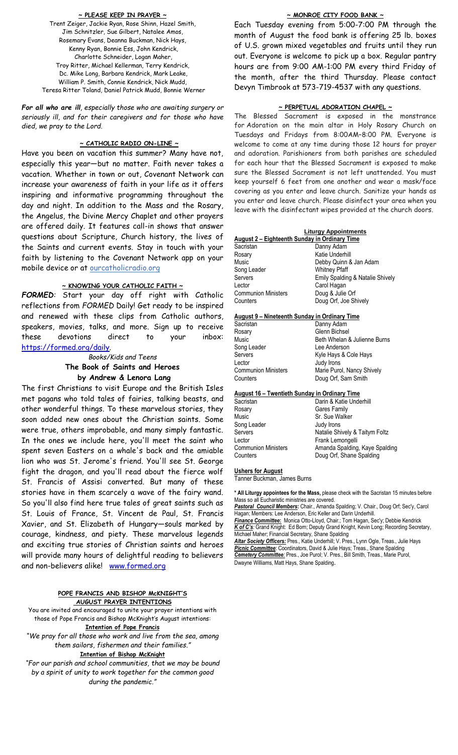## ~ PLEASE KEEP IN PRAYER ~

Trent Zeiger, Jackie Ryan, Rose Shinn, Hazel Smith, Jim Schnitzler, Sue Gilbert, Natalee Amos, Rosemary Evans, Deanna Buckman, Nick Hays, Kenny Ryan, Bonnie Ess, John Kendrick, Charlotte Schneider, Logan Maher, Troy Ritter, Michael Kellerman, Terry Kendrick, Dc. Mike Long, Barbara Kendrick, Mark Leake, William P. Smith, Connie Kendrick, Nick Mudd, Teresa Ritter Toland, Daniel Patrick Mudd, Bonnie Werner

***For all who are ill**, especially those who are awaiting surgery or seriously ill, and for their caregivers and for those who have died, we pray to the Lord.*

## ~ CATHOLIC RADIO ON-LINE ~

Have you been on vacation this summer? Many have not, especially this year—but no matter. Faith never takes a vacation. Whether in town or out, Covenant Network can increase your awareness of faith in your life as it offers inspiring and informative programming throughout the day and night. In addition to the Mass and the Rosary, the Angelus, the Divine Mercy Chaplet and other prayers are offered daily. It features call-in shows that answer questions about Scripture, Church history, the lives of the Saints and current events. Stay in touch with your faith by listening to the Covenant Network app on your mobile device or at ourcatholicradio.org

## ~ KNOWING YOUR CATHOLIC FAITH ~

***FORMED***: Start your day off right with Catholic reflections from *FORMED* Daily! Get ready to be inspired and renewed with these clips from Catholic authors, speakers, movies, talks, and more. Sign up to receive these devotions direct to your inbox: https://formed.org/daily.

*Books/Kids and Teens*

**The Book of Saints and Heroes**
**by Andrew & Lenora Lang**

The first Christians to visit Europe and the British Isles met pagans who told tales of fairies, talking beasts, and other wonderful things. To these marvelous stories, they soon added new ones about the Christian saints. Some were true, others improbable, and many simply fantastic. In the ones we include here, you'll meet the saint who spent seven Easters on a whale's back and the amiable lion who was St. Jerome's friend. You'll see St. George fight the dragon, and you'll read about the fierce wolf St. Francis of Assisi converted. But many of these stories have in them scarcely a wave of the fairy wand. So you'll also find here true tales of great saints such as St. Louis of France, St. Vincent de Paul, St. Francis Xavier, and St. Elizabeth of Hungary—souls marked by courage, kindness, and piety. These marvelous legends and exciting true stories of Christian saints and heroes will provide many hours of delightful reading to believers and non-believers alike! www.formed.org

## POPE FRANCIS AND BISHOP McKNIGHT'S AUGUST PRAYER INTENTIONS

You are invited and encouraged to unite your prayer intentions with those of Pope Francis and Bishop McKnight's August intentions:

**Intention of Pope Francis**

*"We pray for all those who work and live from the sea, among them sailors, fishermen and their families."*

**Intention of Bishop McKnight**

*"For our parish and school communities, that we may be bound by a spirit of unity to work together for the common good during the pandemic."*

## ~ MONROE CITY FOOD BANK ~

Each Tuesday evening from 5:00-7:00 PM through the month of August the food bank is offering 25 lb. boxes of U.S. grown mixed vegetables and fruits until they run out. Everyone is welcome to pick up a box. Regular pantry hours are from 9:00 AM-1:00 PM every third Friday of the month, after the third Thursday. Please contact Devyn Timbrook at 573-719-4537 with any questions.

## ~ PERPETUAL ADORATION CHAPEL ~

The Blessed Sacrament is exposed in the monstrance for Adoration on the main altar in Holy Rosary Church on Tuesdays and Fridays from 8:00AM–8:00 PM. Everyone is welcome to come at any time during those 12 hours for prayer and adoration. Parishioners from both parishes are scheduled for each hour that the Blessed Sacrament is exposed to make sure the Blessed Sacrament is not left unattended. You must keep yourself 6 feet from one another and wear a mask/face covering as you enter and leave church. Sanitize your hands as you enter and leave church. Please disinfect your area when you leave with the disinfectant wipes provided at the church doors.

## Liturgy Appointments

**August 2 – Eighteenth Sunday in Ordinary Time**

| | |
|---|---|
| Sacristan | Danny Adam |
| Rosary | Katie Underhill |
| Music | Debby Quinn & Jan Adam |
| Song Leader | Whitney Pfaff |
| Servers | Emily Spalding & Natalie Shively |
| Lector | Carol Hagan |
| Communion Ministers | Doug & Julie Orf |
| Counters | Doug Orf, Joe Shively |

**August 9 – Nineteenth Sunday in Ordinary Time**

| | |
|---|---|
| Sacristan | Danny Adam |
| Rosary | Glenn Bichsel |
| Music | Beth Whelan & Julienne Burns |
| Song Leader | Lee Anderson |
| Servers | Kyle Hays & Cole Hays |
| Lector | Judy Irons |
| Communion Ministers | Marie Purol, Nancy Shively |
| Counters | Doug Orf, Sam Smith |

**August 16 – Twentieth Sunday in Ordinary Time**

| | |
|---|---|
| Sacristan | Darin & Katie Underhill |
| Rosary | Gares Family |
| Music | Sr. Sue Walker |
| Song Leader | Judy Irons |
| Servers | Natalie Shively & Taitym Foltz |
| Lector | Frank Lemongelli |
| Communion Ministers | Amanda Spalding, Kaye Spalding |
| Counters | Doug Orf, Shane Spalding |

**Ushers for August**

Tanner Buckman, James Burns

\* **All Liturgy appointees for the Mass,** please check with the Sacristan 15 minutes before Mass so all Eucharistic ministries are covered.

***Pastoral Council Members*:** Chair., Amanda Spalding; V. Chair., Doug Orf; Sec'y, Carol Hagan; Members: Lee Anderson, Eric Keller and Darin Underhill.

***Finance Committee*:** Monica Otto-Lloyd, Chair.; Tom Hagan, Sec'y; Debbie Kendrick

***K of C's***: Grand Knight: Ed Born; Deputy Grand Knight, Kevin Long; Recording Secretary, Michael Maher; Financial Secretary, Shane Spalding

***Altar Society Officers:*** Pres., Katie Underhill; V. Pres., Lynn Ogle, Treas., Julie Hays

***Picnic Committee***: Coordinators, David & Julie Hays; Treas., Shane Spalding

***Cemetery Committee:*** Pres., Joe Purol; V. Pres., Bill Smith, Treas., Marie Purol, Dwayne Williams, Matt Hays, Shane Spalding.